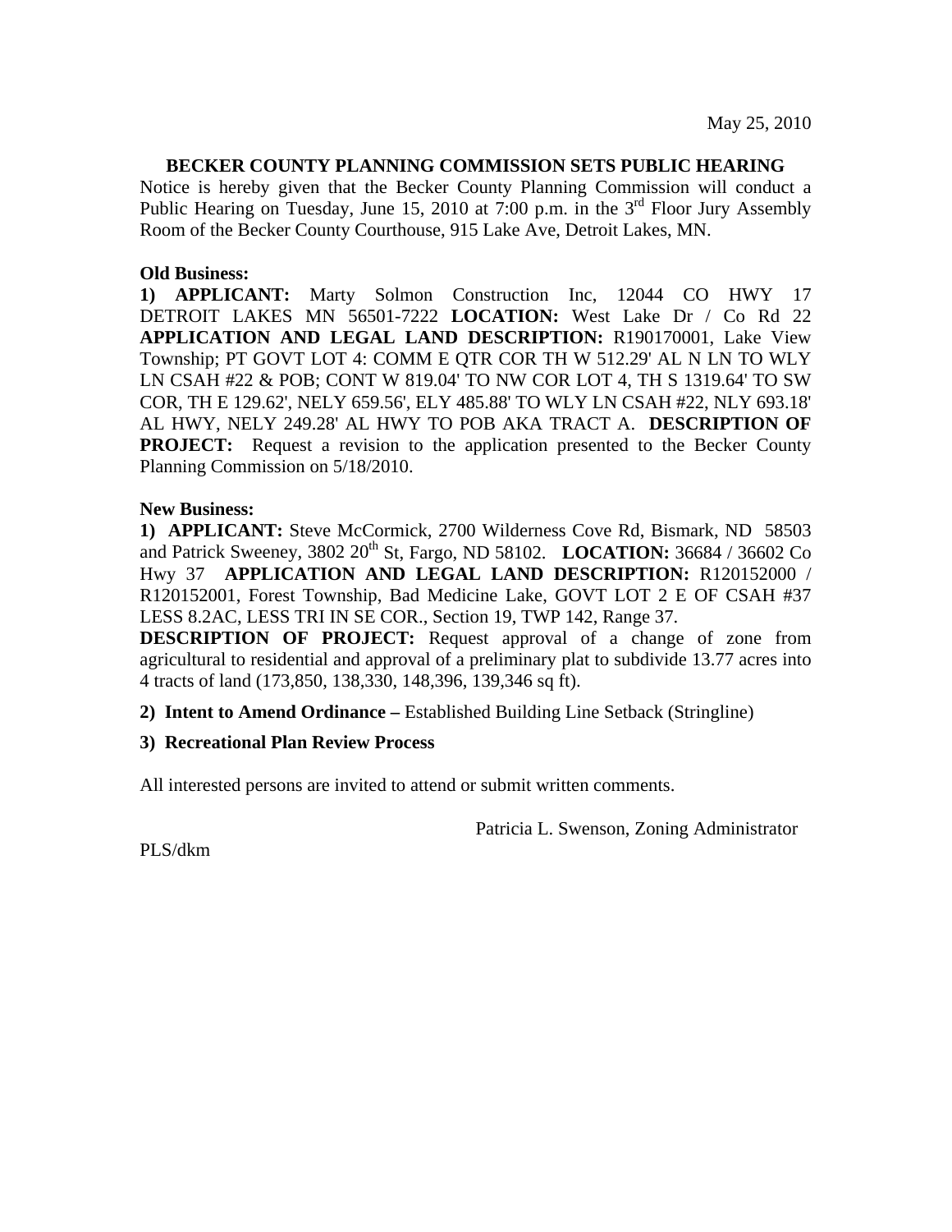May 25, 2010

**BECKER COUNTY PLANNING COMMISSION SETS PUBLIC HEARING**

Notice is hereby given that the Becker County Planning Commission will conduct a Public Hearing on Tuesday, June 15, 2010 at 7:00 p.m. in the 3rd Floor Jury Assembly Room of the Becker County Courthouse, 915 Lake Ave, Detroit Lakes, MN.

**Old Business:**

**1) APPLICANT:** Marty Solmon Construction Inc, 12044 CO HWY 17 DETROIT LAKES MN 56501-7222 **LOCATION:** West Lake Dr / Co Rd 22 **APPLICATION AND LEGAL LAND DESCRIPTION:** R190170001, Lake View Township; PT GOVT LOT 4: COMM E QTR COR TH W 512.29' AL N LN TO WLY LN CSAH #22 & POB; CONT W 819.04' TO NW COR LOT 4, TH S 1319.64' TO SW COR, TH E 129.62', NELY 659.56', ELY 485.88' TO WLY LN CSAH #22, NLY 693.18' AL HWY, NELY 249.28' AL HWY TO POB AKA TRACT A. **DESCRIPTION OF PROJECT:** Request a revision to the application presented to the Becker County Planning Commission on 5/18/2010.

**New Business:**

**1) APPLICANT:** Steve McCormick, 2700 Wilderness Cove Rd, Bismark, ND 58503 and Patrick Sweeney, 3802 20th St, Fargo, ND 58102. **LOCATION:** 36684 / 36602 Co Hwy 37 **APPLICATION AND LEGAL LAND DESCRIPTION:** R120152000 / R120152001, Forest Township, Bad Medicine Lake, GOVT LOT 2 E OF CSAH #37 LESS 8.2AC, LESS TRI IN SE COR., Section 19, TWP 142, Range 37.

**DESCRIPTION OF PROJECT:** Request approval of a change of zone from agricultural to residential and approval of a preliminary plat to subdivide 13.77 acres into 4 tracts of land (173,850, 138,330, 148,396, 139,346 sq ft).

**2) Intent to Amend Ordinance –** Established Building Line Setback (Stringline)

**3) Recreational Plan Review Process**

All interested persons are invited to attend or submit written comments.

Patricia L. Swenson, Zoning Administrator

PLS/dkm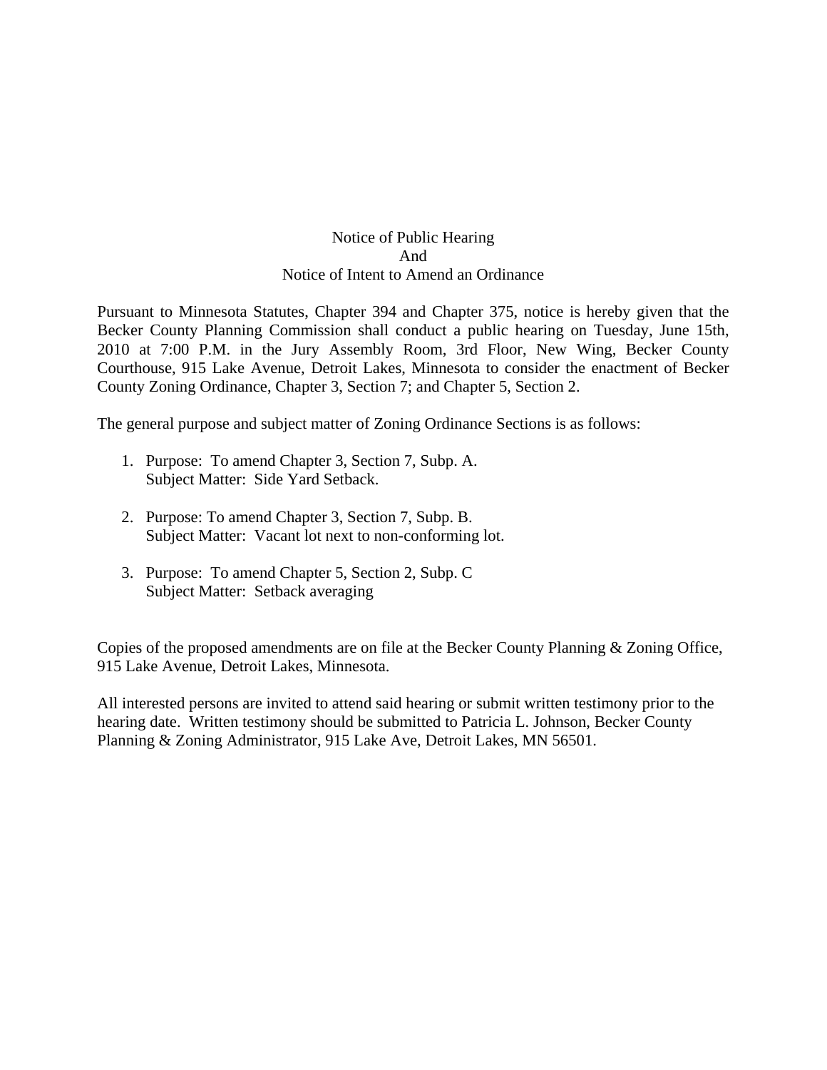# Notice of Public Hearing
# And
# Notice of Intent to Amend an Ordinance

Pursuant to Minnesota Statutes, Chapter 394 and Chapter 375, notice is hereby given that the Becker County Planning Commission shall conduct a public hearing on Tuesday, June 15th, 2010 at 7:00 P.M. in the Jury Assembly Room, 3rd Floor, New Wing, Becker County Courthouse, 915 Lake Avenue, Detroit Lakes, Minnesota to consider the enactment of Becker County Zoning Ordinance, Chapter 3, Section 7; and Chapter 5, Section 2.

The general purpose and subject matter of Zoning Ordinance Sections is as follows:

1. Purpose: To amend Chapter 3, Section 7, Subp. A.
   Subject Matter: Side Yard Setback.

2. Purpose: To amend Chapter 3, Section 7, Subp. B.
   Subject Matter: Vacant lot next to non-conforming lot.

3. Purpose: To amend Chapter 5, Section 2, Subp. C
   Subject Matter: Setback averaging

Copies of the proposed amendments are on file at the Becker County Planning & Zoning Office, 915 Lake Avenue, Detroit Lakes, Minnesota.

All interested persons are invited to attend said hearing or submit written testimony prior to the hearing date. Written testimony should be submitted to Patricia L. Johnson, Becker County Planning & Zoning Administrator, 915 Lake Ave, Detroit Lakes, MN 56501.